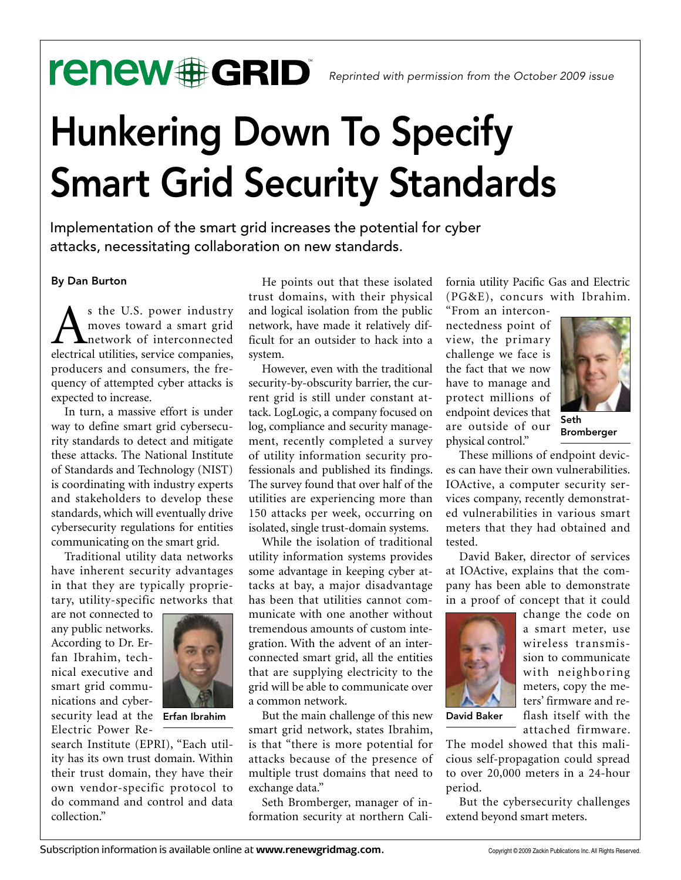renew GRID

*Reprinted with permission from the October 2009 issue*

# Hunkering Down To Specify Smart Grid Security Standards

Implementation of the smart grid increases the potential for cyber attacks, necessitating collaboration on new standards.

**By Dan Burton**

As the U.S. power industry moves toward a smart grid network of interconnected electrical utilities, service companies, producers and consumers, the frequency of attempted cyber attacks is expected to increase.

In turn, a massive effort is under way to define smart grid cybersecurity standards to detect and mitigate these attacks. The National Institute of Standards and Technology (NIST) is coordinating with industry experts and stakeholders to develop these standards, which will eventually drive cybersecurity regulations for entities communicating on the smart grid.

Traditional utility data networks have inherent security advantages in that they are typically proprietary, utility-specific networks that are not connected to any public networks. According to Dr. Erfan Ibrahim, technical executive and smart grid communications and cybersecurity lead at the Electric Power Research Institute (EPRI), "Each utility has its own trust domain. Within their trust domain, they have their own vendor-specific protocol to do command and control and data collection."

Erfan Ibrahim

He points out that these isolated trust domains, with their physical and logical isolation from the public network, have made it relatively difficult for an outsider to hack into a system.

However, even with the traditional security-by-obscurity barrier, the current grid is still under constant attack. LogLogic, a company focused on log, compliance and security management, recently completed a survey of utility information security professionals and published its findings. The survey found that over half of the utilities are experiencing more than 150 attacks per week, occurring on isolated, single trust-domain systems.

While the isolation of traditional utility information systems provides some advantage in keeping cyber attacks at bay, a major disadvantage has been that utilities cannot communicate with one another without tremendous amounts of custom integration. With the advent of an interconnected smart grid, all the entities that are supplying electricity to the grid will be able to communicate over a common network.

But the main challenge of this new smart grid network, states Ibrahim, is that "there is more potential for attacks because of the presence of multiple trust domains that need to exchange data."

Seth Bromberger, manager of information security at northern California utility Pacific Gas and Electric (PG&E), concurs with Ibrahim. "From an interconnectedness point of view, the primary challenge we face is the fact that we now have to manage and protect millions of endpoint devices that are outside of our physical control."

Seth Bromberger

These millions of endpoint devices can have their own vulnerabilities. IOActive, a computer security services company, recently demonstrated vulnerabilities in various smart meters that they had obtained and tested.

David Baker, director of services at IOActive, explains that the company has been able to demonstrate in a proof of concept that it could change the code on a smart meter, use wireless transmission to communicate with neighboring meters, copy the meters' firmware and reflash itself with the attached firmware. The model showed that this malicious self-propagation could spread to over 20,000 meters in a 24-hour period.

David Baker

But the cybersecurity challenges extend beyond smart meters.

Subscription information is available online at **www.renewgridmag.com**.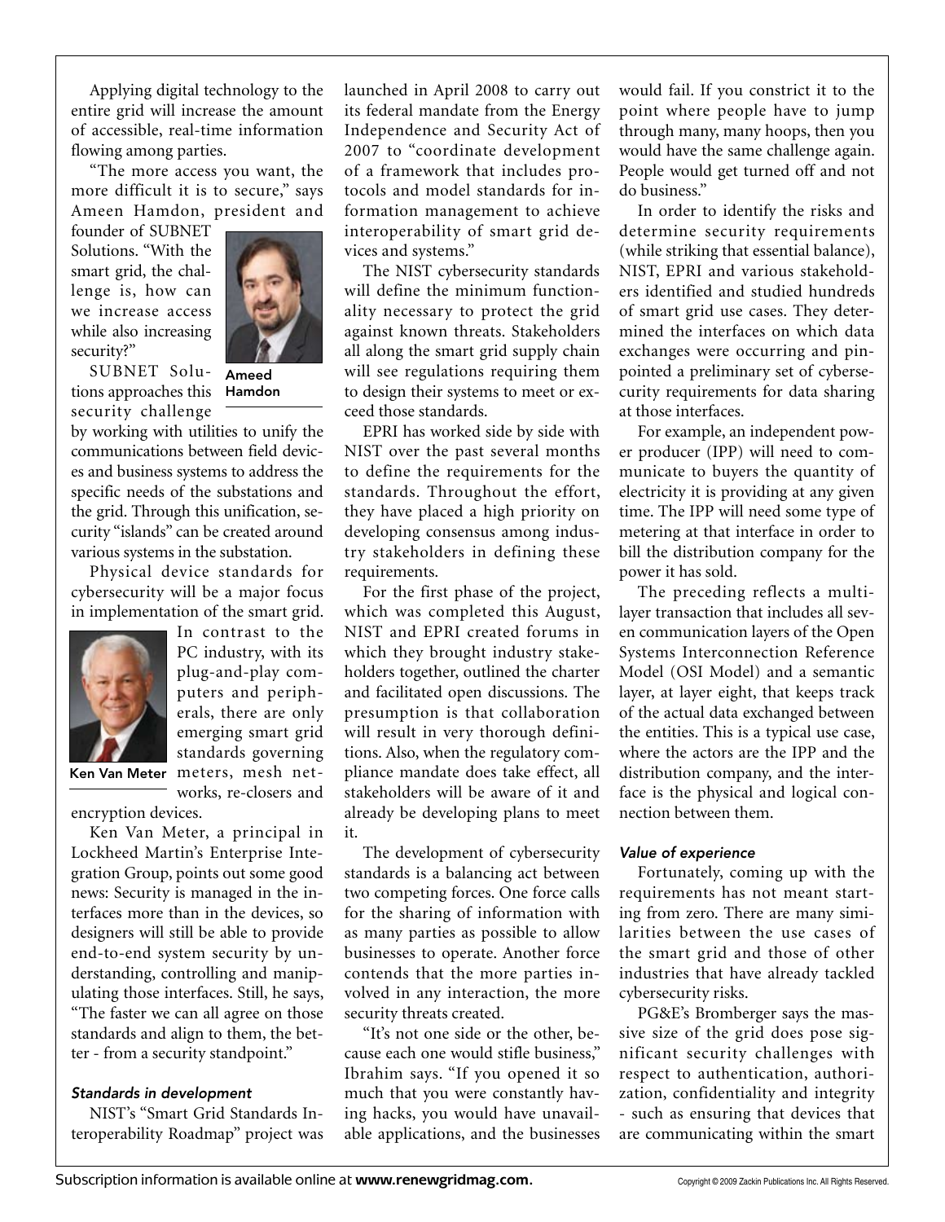Applying digital technology to the entire grid will increase the amount of accessible, real-time information flowing among parties.

"The more access you want, the more difficult it is to secure," says Ameen Hamdon, president and founder of SUBNET Solutions. "With the smart grid, the challenge is, how can we increase access while also increasing security?"

Ameed Hamdon

SUBNET Solutions approaches this security challenge by working with utilities to unify the communications between field devices and business systems to address the specific needs of the substations and the grid. Through this unification, security "islands" can be created around various systems in the substation.

Physical device standards for cybersecurity will be a major focus in implementation of the smart grid. In contrast to the PC industry, with its plug-and-play computers and peripherals, there are only emerging smart grid standards governing meters, mesh networks, re-closers and encryption devices.

Ken Van Meter

Ken Van Meter, a principal in Lockheed Martin's Enterprise Integration Group, points out some good news: Security is managed in the interfaces more than in the devices, so designers will still be able to provide end-to-end system security by understanding, controlling and manipulating those interfaces. Still, he says, "The faster we can all agree on those standards and align to them, the better - from a security standpoint."

### *Standards in development*

NIST's "Smart Grid Standards Interoperability Roadmap" project was launched in April 2008 to carry out its federal mandate from the Energy Independence and Security Act of 2007 to "coordinate development of a framework that includes protocols and model standards for information management to achieve interoperability of smart grid devices and systems."

The NIST cybersecurity standards will define the minimum functionality necessary to protect the grid against known threats. Stakeholders all along the smart grid supply chain will see regulations requiring them to design their systems to meet or exceed those standards.

EPRI has worked side by side with NIST over the past several months to define the requirements for the standards. Throughout the effort, they have placed a high priority on developing consensus among industry stakeholders in defining these requirements.

For the first phase of the project, which was completed this August, NIST and EPRI created forums in which they brought industry stakeholders together, outlined the charter and facilitated open discussions. The presumption is that collaboration will result in very thorough definitions. Also, when the regulatory compliance mandate does take effect, all stakeholders will be aware of it and already be developing plans to meet it.

The development of cybersecurity standards is a balancing act between two competing forces. One force calls for the sharing of information with as many parties as possible to allow businesses to operate. Another force contends that the more parties involved in any interaction, the more security threats created.

"It's not one side or the other, because each one would stifle business," Ibrahim says. "If you opened it so much that you were constantly having hacks, you would have unavailable applications, and the businesses would fail. If you constrict it to the point where people have to jump through many, many hoops, then you would have the same challenge again. People would get turned off and not do business."

In order to identify the risks and determine security requirements (while striking that essential balance), NIST, EPRI and various stakeholders identified and studied hundreds of smart grid use cases. They determined the interfaces on which data exchanges were occurring and pinpointed a preliminary set of cybersecurity requirements for data sharing at those interfaces.

For example, an independent power producer (IPP) will need to communicate to buyers the quantity of electricity it is providing at any given time. The IPP will need some type of metering at that interface in order to bill the distribution company for the power it has sold.

The preceding reflects a multilayer transaction that includes all seven communication layers of the Open Systems Interconnection Reference Model (OSI Model) and a semantic layer, at layer eight, that keeps track of the actual data exchanged between the entities. This is a typical use case, where the actors are the IPP and the distribution company, and the interface is the physical and logical connection between them.

### *Value of experience*

Fortunately, coming up with the requirements has not meant starting from zero. There are many similarities between the use cases of the smart grid and those of other industries that have already tackled cybersecurity risks.

PG&E's Bromberger says the massive size of the grid does pose significant security challenges with respect to authentication, authorization, confidentiality and integrity - such as ensuring that devices that are communicating within the smart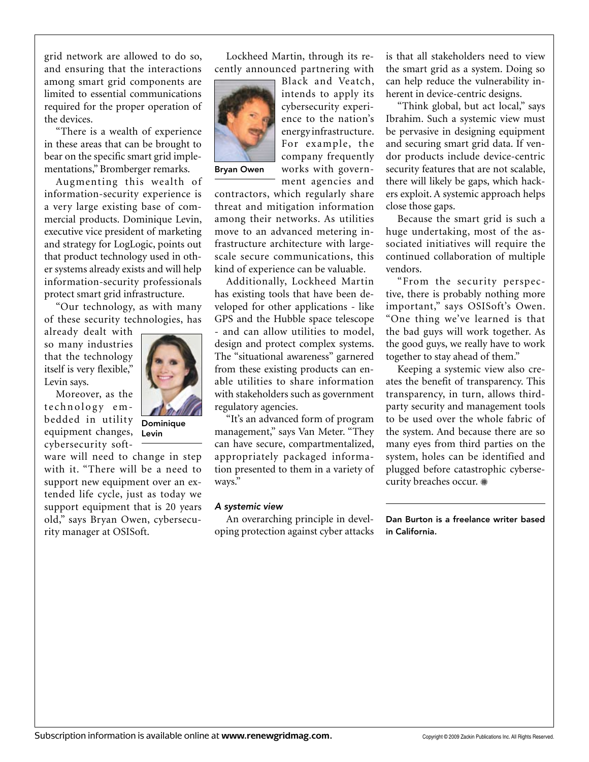grid network are allowed to do so, and ensuring that the interactions among smart grid components are limited to essential communications required for the proper operation of the devices.

"There is a wealth of experience in these areas that can be brought to bear on the specific smart grid implementations," Bromberger remarks.

Augmenting this wealth of information-security experience is a very large existing base of commercial products. Dominique Levin, executive vice president of marketing and strategy for LogLogic, points out that product technology used in other systems already exists and will help information-security professionals protect smart grid infrastructure.

"Our technology, as with many of these security technologies, has already dealt with so many industries that the technology itself is very flexible," Levin says.

Dominique Levin

Moreover, as the technology embedded in utility equipment changes, cybersecurity software will need to change in step with it. "There will be a need to support new equipment over an extended life cycle, just as today we support equipment that is 20 years old," says Bryan Owen, cybersecurity manager at OSISoft.

Lockheed Martin, through its recently announced partnering with Black and Veatch, intends to apply its cybersecurity experience to the nation's energy infrastructure. For example, the company frequently works with government agencies and contractors, which regularly share threat and mitigation information among their networks. As utilities move to an advanced metering infrastructure architecture with large-scale secure communications, this kind of experience can be valuable.

Bryan Owen

Additionally, Lockheed Martin has existing tools that have been developed for other applications - like GPS and the Hubble space telescope - and can allow utilities to model, design and protect complex systems. The "situational awareness" garnered from these existing products can enable utilities to share information with stakeholders such as government regulatory agencies.

"It's an advanced form of program management," says Van Meter. "They can have secure, compartmentalized, appropriately packaged information presented to them in a variety of ways."

### *A systemic view*

An overarching principle in developing protection against cyber attacks is that all stakeholders need to view the smart grid as a system. Doing so can help reduce the vulnerability inherent in device-centric designs.

"Think global, but act local," says Ibrahim. Such a systemic view must be pervasive in designing equipment and securing smart grid data. If vendor products include device-centric security features that are not scalable, there will likely be gaps, which hackers exploit. A systemic approach helps close those gaps.

Because the smart grid is such a huge undertaking, most of the associated initiatives will require the continued collaboration of multiple vendors.

"From the security perspective, there is probably nothing more important," says OSISoft's Owen. "One thing we've learned is that the bad guys will work together. As the good guys, we really have to work together to stay ahead of them."

Keeping a systemic view also creates the benefit of transparency. This transparency, in turn, allows third-party security and management tools to be used over the whole fabric of the system. And because there are so many eyes from third parties on the system, holes can be identified and plugged before catastrophic cybersecurity breaches occur.

**Dan Burton is a freelance writer based in California.**

Subscription information is available online at **www.renewgridmag.com**.

Copyright © 2009 Zackin Publications Inc. All Rights Reserved.